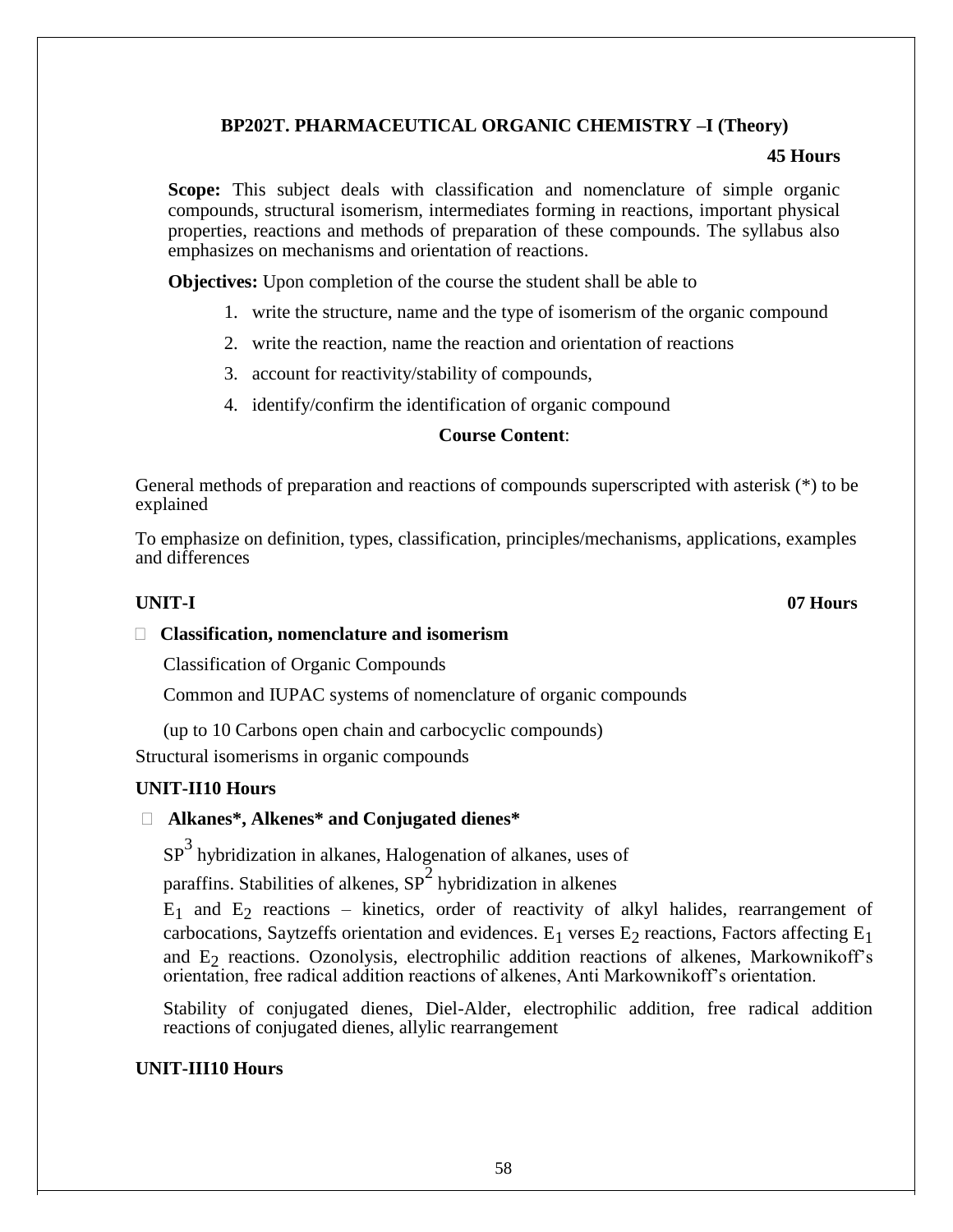# BP202T. PHARMACEUTICAL ORGANIC CHEMISTRY –I (Theory)

**45 Hours**

**Scope:** This subject deals with classification and nomenclature of simple organic compounds, structural isomerism, intermediates forming in reactions, important physical properties, reactions and methods of preparation of these compounds. The syllabus also emphasizes on mechanisms and orientation of reactions.

**Objectives:** Upon completion of the course the student shall be able to

1. write the structure, name and the type of isomerism of the organic compound
2. write the reaction, name the reaction and orientation of reactions
3. account for reactivity/stability of compounds,
4. identify/confirm the identification of organic compound

**Course Content**:

General methods of preparation and reactions of compounds superscripted with asterisk (*) to be explained

To emphasize on definition, types, classification, principles/mechanisms, applications, examples and differences

**UNIT-I** **07 Hours**

- **Classification, nomenclature and isomerism**

Classification of Organic Compounds

Common and IUPAC systems of nomenclature of organic compounds

(up to 10 Carbons open chain and carbocyclic compounds)

Structural isomerisms in organic compounds

**UNIT-II10 Hours**

- **Alkanes*, Alkenes* and Conjugated dienes***

$SP^3$ hybridization in alkanes, Halogenation of alkanes, uses of paraffins. Stabilities of alkenes, $SP^2$ hybridization in alkenes

$E_1$ and $E_2$ reactions – kinetics, order of reactivity of alkyl halides, rearrangement of carbocations, Saytzeffs orientation and evidences. $E_1$ verses $E_2$ reactions, Factors affecting $E_1$ and $E_2$ reactions. Ozonolysis, electrophilic addition reactions of alkenes, Markownikoff's orientation, free radical addition reactions of alkenes, Anti Markownikoff's orientation.

Stability of conjugated dienes, Diel-Alder, electrophilic addition, free radical addition reactions of conjugated dienes, allylic rearrangement

**UNIT-III10 Hours**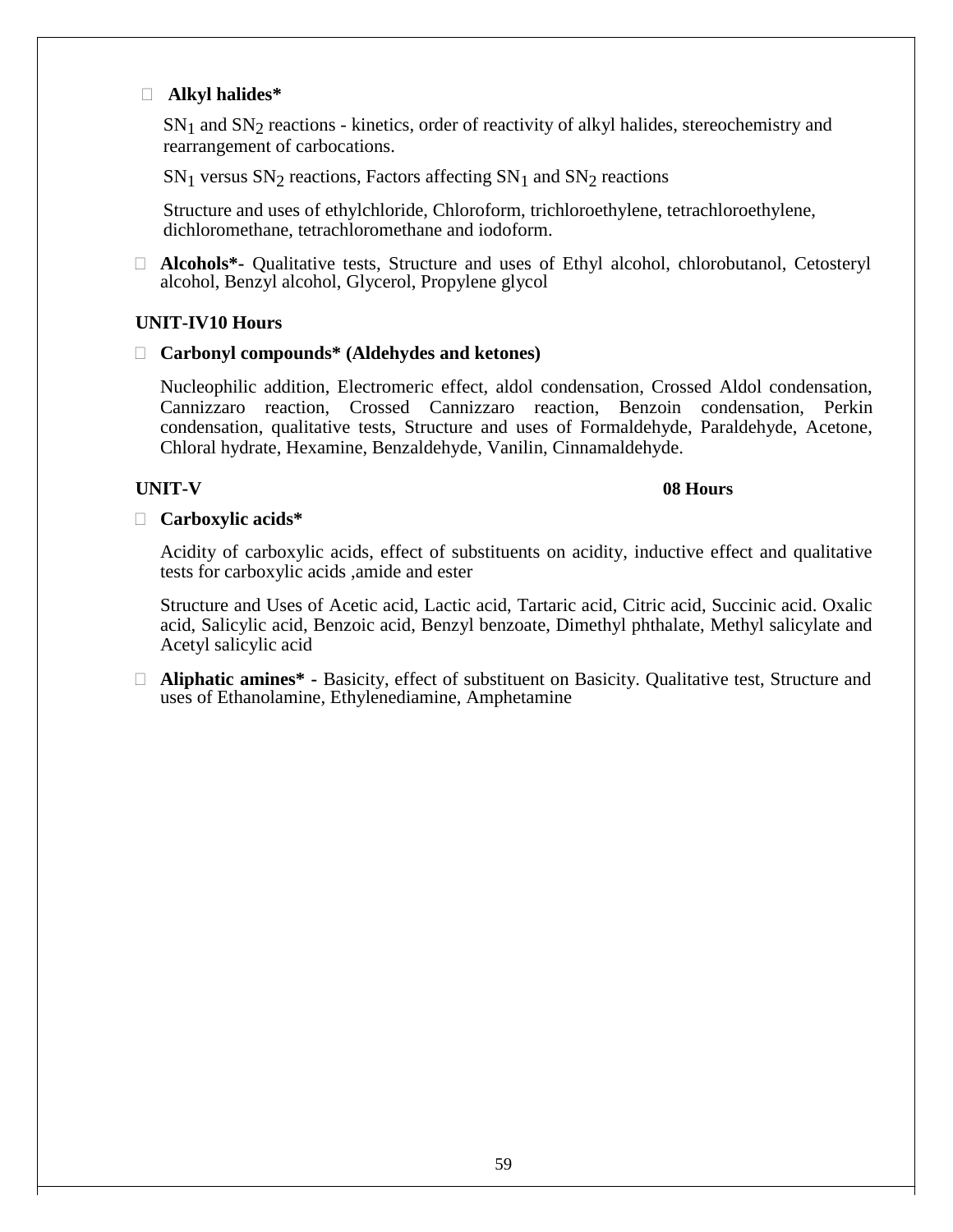- **Alkyl halides***

  $SN_1$ and $SN_2$ reactions - kinetics, order of reactivity of alkyl halides, stereochemistry and rearrangement of carbocations.

  $SN_1$ versus $SN_2$ reactions, Factors affecting $SN_1$ and $SN_2$ reactions

  Structure and uses of ethylchloride, Chloroform, trichloroethylene, tetrachloroethylene, dichloromethane, tetrachloromethane and iodoform.

- **Alcohols*-** Qualitative tests, Structure and uses of Ethyl alcohol, chlorobutanol, Cetosteryl alcohol, Benzyl alcohol, Glycerol, Propylene glycol

**UNIT-IV10 Hours**

- **Carbonyl compounds* (Aldehydes and ketones)**

  Nucleophilic addition, Electromeric effect, aldol condensation, Crossed Aldol condensation, Cannizzaro reaction, Crossed Cannizzaro reaction, Benzoin condensation, Perkin condensation, qualitative tests, Structure and uses of Formaldehyde, Paraldehyde, Acetone, Chloral hydrate, Hexamine, Benzaldehyde, Vanilin, Cinnamaldehyde.

**UNIT-V** **08 Hours**

- **Carboxylic acids***

  Acidity of carboxylic acids, effect of substituents on acidity, inductive effect and qualitative tests for carboxylic acids ,amide and ester

  Structure and Uses of Acetic acid, Lactic acid, Tartaric acid, Citric acid, Succinic acid. Oxalic acid, Salicylic acid, Benzoic acid, Benzyl benzoate, Dimethyl phthalate, Methyl salicylate and Acetyl salicylic acid

- **Aliphatic amines* -** Basicity, effect of substituent on Basicity. Qualitative test, Structure and uses of Ethanolamine, Ethylenediamine, Amphetamine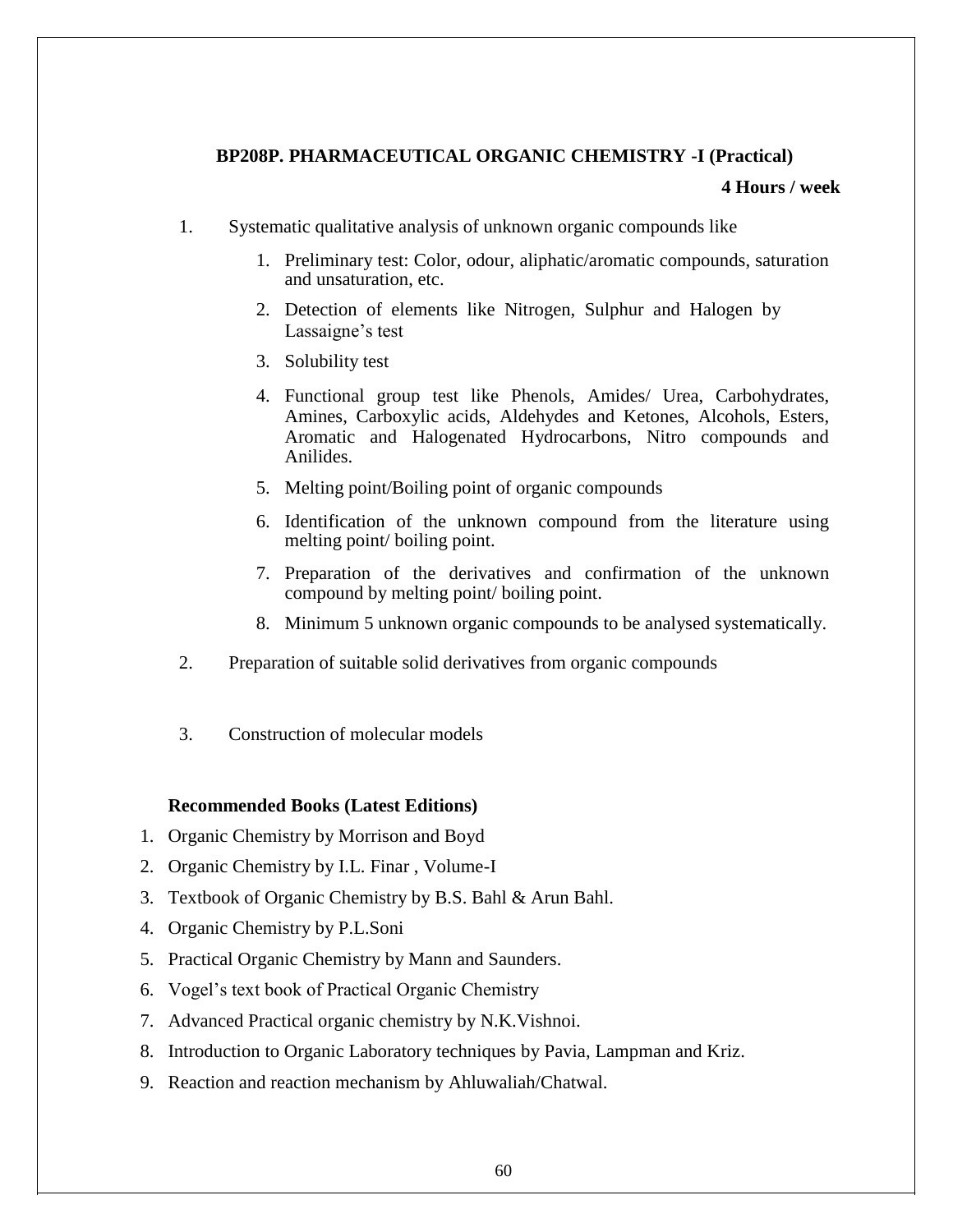## BP208P. PHARMACEUTICAL ORGANIC CHEMISTRY -I (Practical)

**4 Hours / week**

1. Systematic qualitative analysis of unknown organic compounds like
    1. Preliminary test: Color, odour, aliphatic/aromatic compounds, saturation and unsaturation, etc.
    2. Detection of elements like Nitrogen, Sulphur and Halogen by Lassaigne's test
    3. Solubility test
    4. Functional group test like Phenols, Amides/ Urea, Carbohydrates, Amines, Carboxylic acids, Aldehydes and Ketones, Alcohols, Esters, Aromatic and Halogenated Hydrocarbons, Nitro compounds and Anilides.
    5. Melting point/Boiling point of organic compounds
    6. Identification of the unknown compound from the literature using melting point/ boiling point.
    7. Preparation of the derivatives and confirmation of the unknown compound by melting point/ boiling point.
    8. Minimum 5 unknown organic compounds to be analysed systematically.
2. Preparation of suitable solid derivatives from organic compounds
3. Construction of molecular models

### Recommended Books (Latest Editions)

1. Organic Chemistry by Morrison and Boyd
2. Organic Chemistry by I.L. Finar , Volume-I
3. Textbook of Organic Chemistry by B.S. Bahl & Arun Bahl.
4. Organic Chemistry by P.L.Soni
5. Practical Organic Chemistry by Mann and Saunders.
6. Vogel's text book of Practical Organic Chemistry
7. Advanced Practical organic chemistry by N.K.Vishnoi.
8. Introduction to Organic Laboratory techniques by Pavia, Lampman and Kriz.
9. Reaction and reaction mechanism by Ahluwaliah/Chatwal.